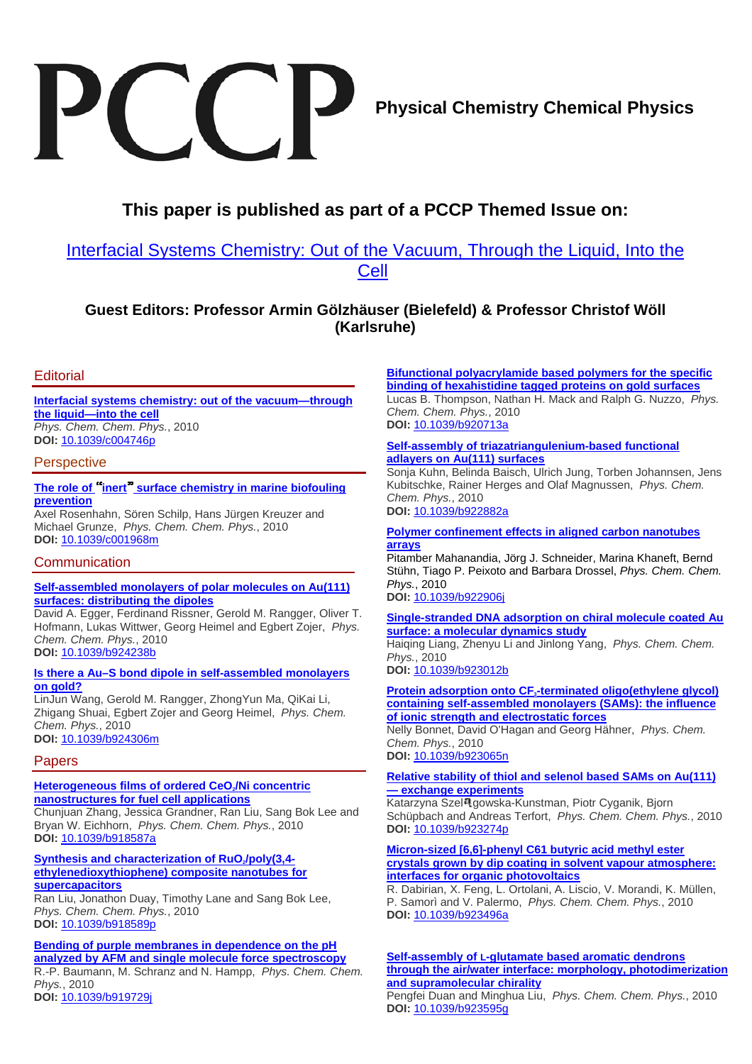# PCCP

**Physical Chemistry Chemical Physics**

## This paper is published as part of a PCCP Themed Issue on:

[Interfacial Systems Chemistry: Out of the Vacuum, Through the Liquid, Into the Cell]

### Guest Editors: Professor Armin Gölzhäuser (Bielefeld) & Professor Christof Wöll (Karlsruhe)

## Editorial

**Interfacial systems chemistry: out of the vacuum—through the liquid—into the cell**
*Phys. Chem. Chem. Phys.*, 2010
**DOI:** 10.1039/c004746p

## Perspective

**The role of "inert" surface chemistry in marine biofouling prevention**
Axel Rosenhahn, Sören Schilp, Hans Jürgen Kreuzer and Michael Grunze, *Phys. Chem. Chem. Phys.*, 2010
**DOI:** 10.1039/c001968m

## Communication

**Self-assembled monolayers of polar molecules on Au(111) surfaces: distributing the dipoles**
David A. Egger, Ferdinand Rissner, Gerold M. Rangger, Oliver T. Hofmann, Lukas Wittwer, Georg Heimel and Egbert Zojer, *Phys. Chem. Chem. Phys.*, 2010
**DOI:** 10.1039/b924238b

**Is there a Au–S bond dipole in self-assembled monolayers on gold?**
LinJun Wang, Gerold M. Rangger, ZhongYun Ma, QiKai Li, Zhigang Shuai, Egbert Zojer and Georg Heimel, *Phys. Chem. Chem. Phys.*, 2010
**DOI:** 10.1039/b924306m

## Papers

**Heterogeneous films of ordered $CeO_2$/Ni concentric nanostructures for fuel cell applications**
Chunjuan Zhang, Jessica Grandner, Ran Liu, Sang Bok Lee and Bryan W. Eichhorn, *Phys. Chem. Chem. Phys.*, 2010
**DOI:** 10.1039/b918587a

**Synthesis and characterization of $RuO_2$/poly(3,4-ethylenedioxythiophene) composite nanotubes for supercapacitors**
Ran Liu, Jonathon Duay, Timothy Lane and Sang Bok Lee, *Phys. Chem. Chem. Phys.*, 2010
**DOI:** 10.1039/b918589p

**Bending of purple membranes in dependence on the pH analyzed by AFM and single molecule force spectroscopy**
R.-P. Baumann, M. Schranz and N. Hampp, *Phys. Chem. Chem. Phys.*, 2010
**DOI:** 10.1039/b919729j

**Bifunctional polyacrylamide based polymers for the specific binding of hexahistidine tagged proteins on gold surfaces**
Lucas B. Thompson, Nathan H. Mack and Ralph G. Nuzzo, *Phys. Chem. Chem. Phys.*, 2010
**DOI:** 10.1039/b920713a

**Self-assembly of triazatriangulenium-based functional adlayers on Au(111) surfaces**
Sonja Kuhn, Belinda Baisch, Ulrich Jung, Torben Johannsen, Jens Kubitschke, Rainer Herges and Olaf Magnussen, *Phys. Chem. Chem. Phys.*, 2010
**DOI:** 10.1039/b922882a

**Polymer confinement effects in aligned carbon nanotubes arrays**
Pitamber Mahanandia, Jörg J. Schneider, Marina Khaneft, Bernd Stühn, Tiago P. Peixoto and Barbara Drossel, *Phys. Chem. Chem. Phys.*, 2010
**DOI:** 10.1039/b922906j

**Single-stranded DNA adsorption on chiral molecule coated Au surface: a molecular dynamics study**
Haiqing Liang, Zhenyu Li and Jinlong Yang, *Phys. Chem. Chem. Phys.*, 2010
**DOI:** 10.1039/b923012b

**Protein adsorption onto $CF_3$-terminated oligo(ethylene glycol) containing self-assembled monolayers (SAMs): the influence of ionic strength and electrostatic forces**
Nelly Bonnet, David O'Hagan and Georg Hähner, *Phys. Chem. Chem. Phys.*, 2010
**DOI:** 10.1039/b923065n

**Relative stability of thiol and selenol based SAMs on Au(111) — exchange experiments**
Katarzyna Szel?gowska-Kunstman, Piotr Cyganik, Bjorn Schüpbach and Andreas Terfort, *Phys. Chem. Chem. Phys.*, 2010
**DOI:** 10.1039/b923274p

**Micron-sized [6,6]-phenyl C61 butyric acid methyl ester crystals grown by dip coating in solvent vapour atmosphere: interfaces for organic photovoltaics**
R. Dabirian, X. Feng, L. Ortolani, A. Liscio, V. Morandi, K. Müllen, P. Samorì and V. Palermo, *Phys. Chem. Chem. Phys.*, 2010
**DOI:** 10.1039/b923496a

**Self-assembly of L-glutamate based aromatic dendrons through the air/water interface: morphology, photodimerization and supramolecular chirality**
Pengfei Duan and Minghua Liu, *Phys. Chem. Chem. Phys.*, 2010
**DOI:** 10.1039/b923595g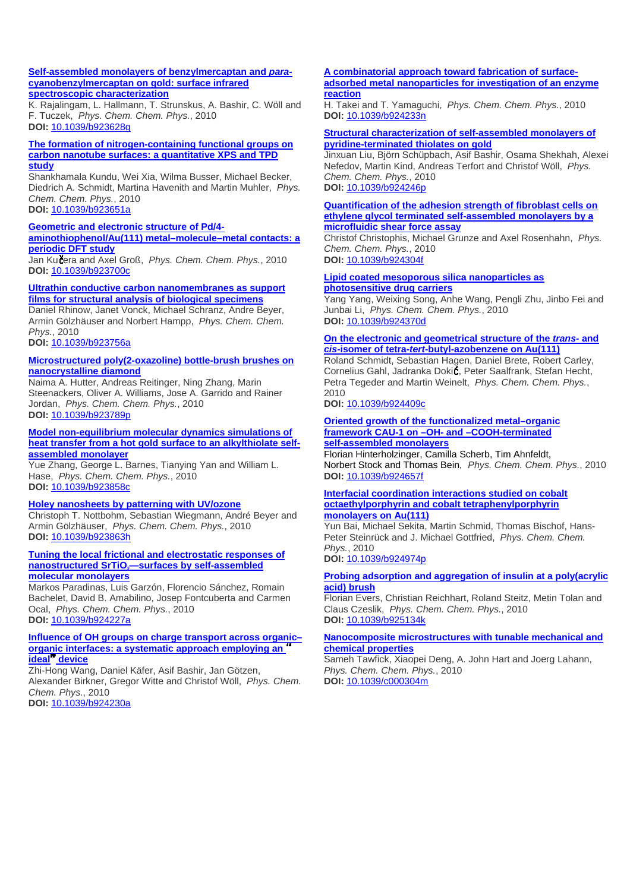**[Self-assembled monolayers of benzylmercaptan and *para*-cyanobenzylmercaptan on gold: surface infrared spectroscopic characterization](https://doi.org/10.1039/b923628g)**
K. Rajalingam, L. Hallmann, T. Strunskus, A. Bashir, C. Wöll and F. Tuczek, *Phys. Chem. Chem. Phys.*, 2010
**DOI:** 10.1039/b923628g

**[The formation of nitrogen-containing functional groups on carbon nanotube surfaces: a quantitative XPS and TPD study](https://doi.org/10.1039/b923651a)**
Shankhamala Kundu, Wei Xia, Wilma Busser, Michael Becker, Diedrich A. Schmidt, Martina Havenith and Martin Muhler, *Phys. Chem. Chem. Phys.*, 2010
**DOI:** 10.1039/b923651a

**[Geometric and electronic structure of Pd/4-aminothiophenol/Au(111) metal–molecule–metal contacts: a periodic DFT study](https://doi.org/10.1039/b923700c)**
Jan Kučera and Axel Groß, *Phys. Chem. Chem. Phys.*, 2010
**DOI:** 10.1039/b923700c

**[Ultrathin conductive carbon nanomembranes as support films for structural analysis of biological specimens](https://doi.org/10.1039/b923756a)**
Daniel Rhinow, Janet Vonck, Michael Schranz, Andre Beyer, Armin Gölzhäuser and Norbert Hampp, *Phys. Chem. Chem. Phys.*, 2010
**DOI:** 10.1039/b923756a

**[Microstructured poly(2-oxazoline) bottle-brush brushes on nanocrystalline diamond](https://doi.org/10.1039/b923789p)**
Naima A. Hutter, Andreas Reitinger, Ning Zhang, Marin Steenackers, Oliver A. Williams, Jose A. Garrido and Rainer Jordan, *Phys. Chem. Chem. Phys.*, 2010
**DOI:** 10.1039/b923789p

**[Model non-equilibrium molecular dynamics simulations of heat transfer from a hot gold surface to an alkylthiolate self-assembled monolayer](https://doi.org/10.1039/b923858c)**
Yue Zhang, George L. Barnes, Tianying Yan and William L. Hase, *Phys. Chem. Chem. Phys.*, 2010
**DOI:** 10.1039/b923858c

**[Holey nanosheets by patterning with UV/ozone](https://doi.org/10.1039/b923863h)**
Christoph T. Nottbohm, Sebastian Wiegmann, André Beyer and Armin Gölzhäuser, *Phys. Chem. Chem. Phys.*, 2010
**DOI:** 10.1039/b923863h

**[Tuning the local frictional and electrostatic responses of nanostructured $SrTiO_3$—surfaces by self-assembled molecular monolayers](https://doi.org/10.1039/b924227a)**
Markos Paradinas, Luis Garzón, Florencio Sánchez, Romain Bachelet, David B. Amabilino, Josep Fontcuberta and Carmen Ocal, *Phys. Chem. Chem. Phys.*, 2010
**DOI:** 10.1039/b924227a

**[Influence of OH groups on charge transport across organic–organic interfaces: a systematic approach employing an "ideal" device](https://doi.org/10.1039/b924230a)**
Zhi-Hong Wang, Daniel Käfer, Asif Bashir, Jan Götzen, Alexander Birkner, Gregor Witte and Christof Wöll, *Phys. Chem. Chem. Phys.*, 2010
**DOI:** 10.1039/b924230a

**[A combinatorial approach toward fabrication of surface-adsorbed metal nanoparticles for investigation of an enzyme reaction](https://doi.org/10.1039/b924233n)**
H. Takei and T. Yamaguchi, *Phys. Chem. Chem. Phys.*, 2010
**DOI:** 10.1039/b924233n

**[Structural characterization of self-assembled monolayers of pyridine-terminated thiolates on gold](https://doi.org/10.1039/b924246p)**
Jinxuan Liu, Björn Schüpbach, Asif Bashir, Osama Shekhah, Alexei Nefedov, Martin Kind, Andreas Terfort and Christof Wöll, *Phys. Chem. Chem. Phys.*, 2010
**DOI:** 10.1039/b924246p

**[Quantification of the adhesion strength of fibroblast cells on ethylene glycol terminated self-assembled monolayers by a microfluidic shear force assay](https://doi.org/10.1039/b924304f)**
Christof Christophis, Michael Grunze and Axel Rosenhahn, *Phys. Chem. Chem. Phys.*, 2010
**DOI:** 10.1039/b924304f

**[Lipid coated mesoporous silica nanoparticles as photosensitive drug carriers](https://doi.org/10.1039/b924370d)**
Yang Yang, Weixing Song, Anhe Wang, Pengli Zhu, Jinbo Fei and Junbai Li, *Phys. Chem. Chem. Phys.*, 2010
**DOI:** 10.1039/b924370d

**[On the electronic and geometrical structure of the *trans*- and *cis*-isomer of tetra-*tert*-butyl-azobenzene on Au(111)](https://doi.org/10.1039/b924409c)**
Roland Schmidt, Sebastian Hagen, Daniel Brete, Robert Carley, Cornelius Gahl, Jadranka Dokić, Peter Saalfrank, Stefan Hecht, Petra Tegeder and Martin Weinelt, *Phys. Chem. Chem. Phys.*, 2010
**DOI:** 10.1039/b924409c

**[Oriented growth of the functionalized metal–organic framework CAU-1 on –OH- and –COOH-terminated self-assembled monolayers](https://doi.org/10.1039/b924657f)**
Florian Hinterholzinger, Camilla Scherb, Tim Ahnfeldt, Norbert Stock and Thomas Bein, *Phys. Chem. Chem. Phys.*, 2010
**DOI:** 10.1039/b924657f

**[Interfacial coordination interactions studied on cobalt octaethylporphyrin and cobalt tetraphenylporphyrin monolayers on Au(111)](https://doi.org/10.1039/b924974p)**
Yun Bai, Michael Sekita, Martin Schmid, Thomas Bischof, Hans-Peter Steinrück and J. Michael Gottfried, *Phys. Chem. Chem. Phys.*, 2010
**DOI:** 10.1039/b924974p

**[Probing adsorption and aggregation of insulin at a poly(acrylic acid) brush](https://doi.org/10.1039/b925134k)**
Florian Evers, Christian Reichhart, Roland Steitz, Metin Tolan and Claus Czeslik, *Phys. Chem. Chem. Phys.*, 2010
**DOI:** 10.1039/b925134k

**[Nanocomposite microstructures with tunable mechanical and chemical properties](https://doi.org/10.1039/c000304m)**
Sameh Tawfick, Xiaopei Deng, A. John Hart and Joerg Lahann, *Phys. Chem. Chem. Phys.*, 2010
**DOI:** 10.1039/c000304m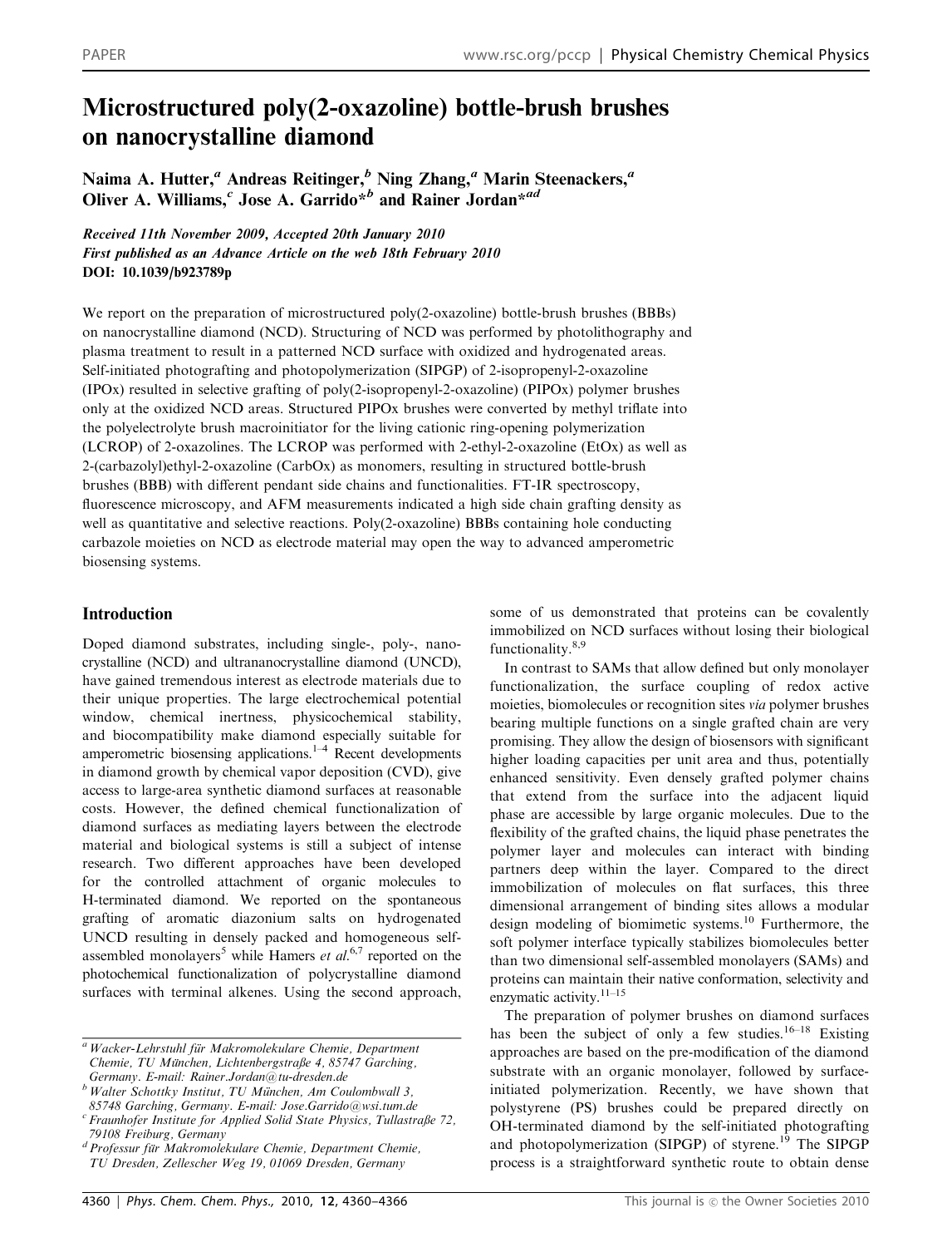PAPER

# Microstructured poly(2-oxazoline) bottle-brush brushes on nanocrystalline diamond

Naima A. Hutter,[a] Andreas Reitinger,[b] Ning Zhang,[a] Marin Steenackers,[a] Oliver A. Williams,[c] Jose A. Garrido*[b] and Rainer Jordan*[ad]

*Received 11th November 2009, Accepted 20th January 2010*
*First published as an Advance Article on the web 18th February 2010*
*DOI: 10.1039/b923789p*

We report on the preparation of microstructured poly(2-oxazoline) bottle-brush brushes (BBBs) on nanocrystalline diamond (NCD). Structuring of NCD was performed by photolithography and plasma treatment to result in a patterned NCD surface with oxidized and hydrogenated areas. Self-initiated photografting and photopolymerization (SIPGP) of 2-isopropenyl-2-oxazoline (IPOx) resulted in selective grafting of poly(2-isopropenyl-2-oxazoline) (PIPOx) polymer brushes only at the oxidized NCD areas. Structured PIPOx brushes were converted by methyl triflate into the polyelectrolyte brush macroinitiator for the living cationic ring-opening polymerization (LCROP) of 2-oxazolines. The LCROP was performed with 2-ethyl-2-oxazoline (EtOx) as well as 2-(carbazolyl)ethyl-2-oxazoline (CarbOx) as monomers, resulting in structured bottle-brush brushes (BBB) with different pendant side chains and functionalities. FT-IR spectroscopy, fluorescence microscopy, and AFM measurements indicated a high side chain grafting density as well as quantitative and selective reactions. Poly(2-oxazoline) BBBs containing hole conducting carbazole moieties on NCD as electrode material may open the way to advanced amperometric biosensing systems.

## Introduction

Doped diamond substrates, including single-, poly-, nanocrystalline (NCD) and ultrananocrystalline diamond (UNCD), have gained tremendous interest as electrode materials due to their unique properties. The large electrochemical potential window, chemical inertness, physicochemical stability, and biocompatibility make diamond especially suitable for amperometric biosensing applications.[1–4] Recent developments in diamond growth by chemical vapor deposition (CVD), give access to large-area synthetic diamond surfaces at reasonable costs. However, the defined chemical functionalization of diamond surfaces as mediating layers between the electrode material and biological systems is still a subject of intense research. Two different approaches have been developed for the controlled attachment of organic molecules to H-terminated diamond. We reported on the spontaneous grafting of aromatic diazonium salts on hydrogenated UNCD resulting in densely packed and homogeneous self-assembled monolayers[5] while Hamers *et al.*[6,7] reported on the photochemical functionalization of polycrystalline diamond surfaces with terminal alkenes. Using the second approach, some of us demonstrated that proteins can be covalently immobilized on NCD surfaces without losing their biological functionality.[8,9]

In contrast to SAMs that allow defined but only monolayer functionalization, the surface coupling of redox active moieties, biomolecules or recognition sites *via* polymer brushes bearing multiple functions on a single grafted chain are very promising. They allow the design of biosensors with significant higher loading capacities per unit area and thus, potentially enhanced sensitivity. Even densely grafted polymer chains that extend from the surface into the adjacent liquid phase are accessible by large organic molecules. Due to the flexibility of the grafted chains, the liquid phase penetrates the polymer layer and molecules can interact with binding partners deep within the layer. Compared to the direct immobilization of molecules on flat surfaces, this three dimensional arrangement of binding sites allows a modular design modeling of biomimetic systems.[10] Furthermore, the soft polymer interface typically stabilizes biomolecules better than two dimensional self-assembled monolayers (SAMs) and proteins can maintain their native conformation, selectivity and enzymatic activity.[11–15]

The preparation of polymer brushes on diamond surfaces has been the subject of only a few studies.[16–18] Existing approaches are based on the pre-modification of the diamond substrate with an organic monolayer, followed by surface-initiated polymerization. Recently, we have shown that polystyrene (PS) brushes could be prepared directly on OH-terminated diamond by the self-initiated photografting and photopolymerization (SIPGP) of styrene.[19] The SIPGP process is a straightforward synthetic route to obtain dense

[a] Wacker-Lehrstuhl für Makromolekulare Chemie, Department Chemie, TU München, Lichtenbergstraße 4, 85747 Garching, Germany. E-mail: Rainer.Jordan@tu-dresden.de
[b] Walter Schottky Institut, TU München, Am Coulombwall 3, 85748 Garching, Germany. E-mail: Jose.Garrido@wsi.tum.de
[c] Fraunhofer Institute for Applied Solid State Physics, Tullastraße 72, 79108 Freiburg, Germany
[d] Professur für Makromolekulare Chemie, Department Chemie, TU Dresden, Zellescher Weg 19, 01069 Dresden, Germany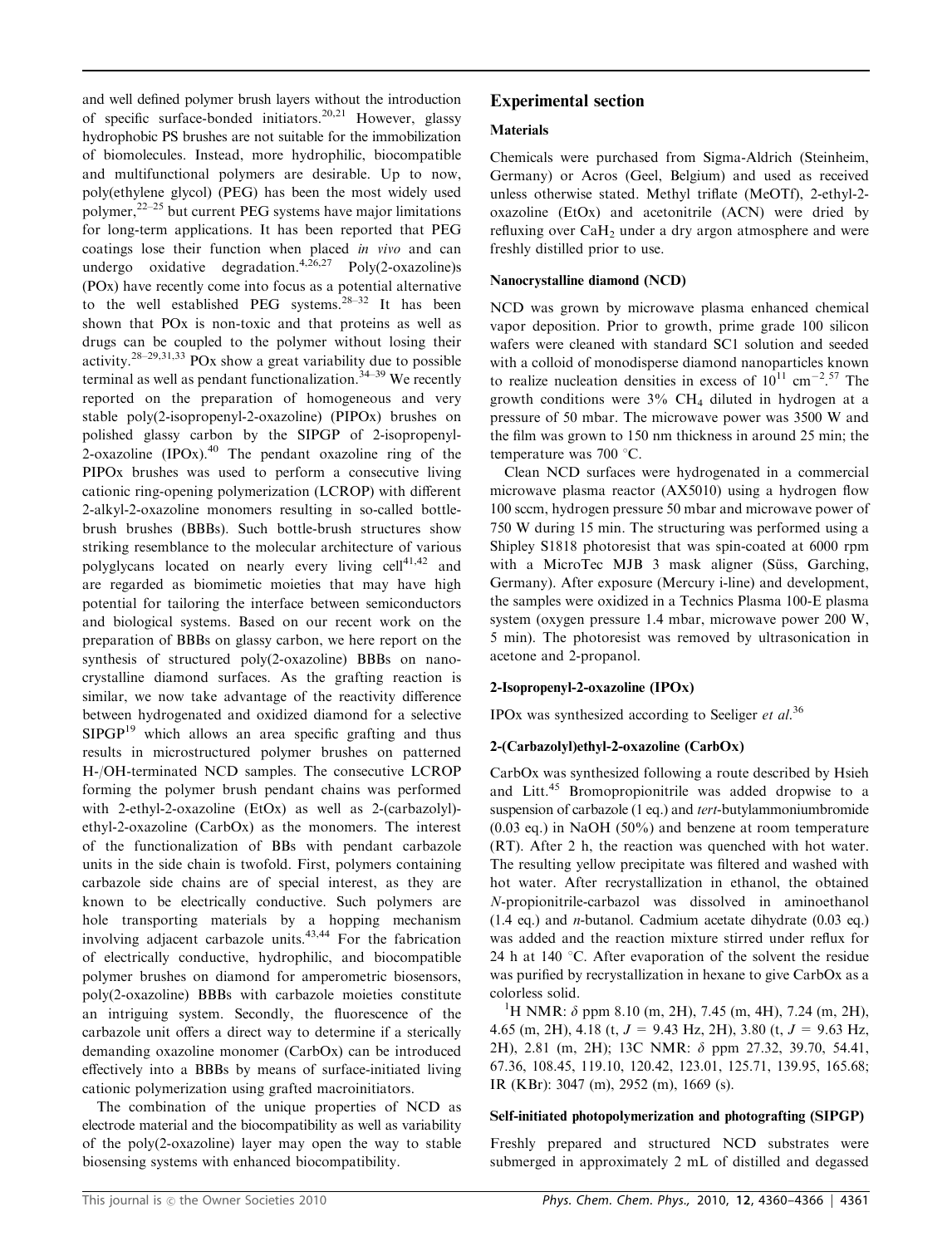and well defined polymer brush layers without the introduction of specific surface-bonded initiators.[20,21] However, glassy hydrophobic PS brushes are not suitable for the immobilization of biomolecules. Instead, more hydrophilic, biocompatible and multifunctional polymers are desirable. Up to now, poly(ethylene glycol) (PEG) has been the most widely used polymer,[22–25] but current PEG systems have major limitations for long-term applications. It has been reported that PEG coatings lose their function when placed *in vivo* and can undergo oxidative degradation.[4,26,27] Poly(2-oxazoline)s (POx) have recently come into focus as a potential alternative to the well established PEG systems.[28–32] It has been shown that POx is non-toxic and that proteins as well as drugs can be coupled to the polymer without losing their activity.[28–29,31,33] POx show a great variability due to possible terminal as well as pendant functionalization.[34–39] We recently reported on the preparation of homogeneous and very stable poly(2-isopropenyl-2-oxazoline) (PIPOx) brushes on polished glassy carbon by the SIPGP of 2-isopropenyl-2-oxazoline (IPOx).[40] The pendant oxazoline ring of the PIPOx brushes was used to perform a consecutive living cationic ring-opening polymerization (LCROP) with different 2-alkyl-2-oxazoline monomers resulting in so-called bottle-brush brushes (BBBs). Such bottle-brush structures show striking resemblance to the molecular architecture of various polyglycans located on nearly every living cell[41,42] and are regarded as biomimetic moieties that may have high potential for tailoring the interface between semiconductors and biological systems. Based on our recent work on the preparation of BBBs on glassy carbon, we here report on the synthesis of structured poly(2-oxazoline) BBBs on nanocrystalline diamond surfaces. As the grafting reaction is similar, we now take advantage of the reactivity difference between hydrogenated and oxidized diamond for a selective SIPGP[19] which allows an area specific grafting and thus results in microstructured polymer brushes on patterned H-/OH-terminated NCD samples. The consecutive LCROP forming the polymer brush pendant chains was performed with 2-ethyl-2-oxazoline (EtOx) as well as 2-(carbazolyl)-ethyl-2-oxazoline (CarbOx) as the monomers. The interest of the functionalization of BBs with pendant carbazole units in the side chain is twofold. First, polymers containing carbazole side chains are of special interest, as they are known to be electrically conductive. Such polymers are hole transporting materials by a hopping mechanism involving adjacent carbazole units.[43,44] For the fabrication of electrically conductive, hydrophilic, and biocompatible polymer brushes on diamond for amperometric biosensors, poly(2-oxazoline) BBBs with carbazole moieties constitute an intriguing system. Secondly, the fluorescence of the carbazole unit offers a direct way to determine if a sterically demanding oxazoline monomer (CarbOx) can be introduced effectively into a BBBs by means of surface-initiated living cationic polymerization using grafted macroinitiators.

The combination of the unique properties of NCD as electrode material and the biocompatibility as well as variability of the poly(2-oxazoline) layer may open the way to stable biosensing systems with enhanced biocompatibility.

## Experimental section

### Materials

Chemicals were purchased from Sigma-Aldrich (Steinheim, Germany) or Acros (Geel, Belgium) and used as received unless otherwise stated. Methyl triflate (MeOTf), 2-ethyl-2-oxazoline (EtOx) and acetonitrile (ACN) were dried by refluxing over $CaH_2$ under a dry argon atmosphere and were freshly distilled prior to use.

### Nanocrystalline diamond (NCD)

NCD was grown by microwave plasma enhanced chemical vapor deposition. Prior to growth, prime grade 100 silicon wafers were cleaned with standard SC1 solution and seeded with a colloid of monodisperse diamond nanoparticles known to realize nucleation densities in excess of $10^{11}$ $cm^{-2}$.[57] The growth conditions were 3% $CH_4$ diluted in hydrogen at a pressure of 50 mbar. The microwave power was 3500 W and the film was grown to 150 nm thickness in around 25 min; the temperature was 700 °C.

Clean NCD surfaces were hydrogenated in a commercial microwave plasma reactor (AX5010) using a hydrogen flow 100 sccm, hydrogen pressure 50 mbar and microwave power of 750 W during 15 min. The structuring was performed using a Shipley S1818 photoresist that was spin-coated at 6000 rpm with a MicroTec MJB 3 mask aligner (Süss, Garching, Germany). After exposure (Mercury i-line) and development, the samples were oxidized in a Technics Plasma 100-E plasma system (oxygen pressure 1.4 mbar, microwave power 200 W, 5 min). The photoresist was removed by ultrasonication in acetone and 2-propanol.

### 2-Isopropenyl-2-oxazoline (IPOx)

IPOx was synthesized according to Seeliger *et al.*[36]

### 2-(Carbazolyl)ethyl-2-oxazoline (CarbOx)

CarbOx was synthesized following a route described by Hsieh and Litt.[45] Bromopropionitrile was added dropwise to a suspension of carbazole (1 eq.) and *tert*-butylammoniumbromide (0.03 eq.) in NaOH (50%) and benzene at room temperature (RT). After 2 h, the reaction was quenched with hot water. The resulting yellow precipitate was filtered and washed with hot water. After recrystallization in ethanol, the obtained *N*-propionitrile-carbazol was dissolved in aminoethanol (1.4 eq.) and *n*-butanol. Cadmium acetate dihydrate (0.03 eq.) was added and the reaction mixture stirred under reflux for 24 h at 140 °C. After evaporation of the solvent the residue was purified by recrystallization in hexane to give CarbOx as a colorless solid.

$^1$H NMR: $\delta$ ppm 8.10 (m, 2H), 7.45 (m, 4H), 7.24 (m, 2H), 4.65 (m, 2H), 4.18 (t, $J$ = 9.43 Hz, 2H), 3.80 (t, $J$ = 9.63 Hz, 2H), 2.81 (m, 2H); 13C NMR: $\delta$ ppm 27.32, 39.70, 54.41, 67.36, 108.45, 119.10, 120.42, 123.01, 125.71, 139.95, 165.68; IR (KBr): 3047 (m), 2952 (m), 1669 (s).

### Self-initiated photopolymerization and photografting (SIPGP)

Freshly prepared and structured NCD substrates were submerged in approximately 2 mL of distilled and degassed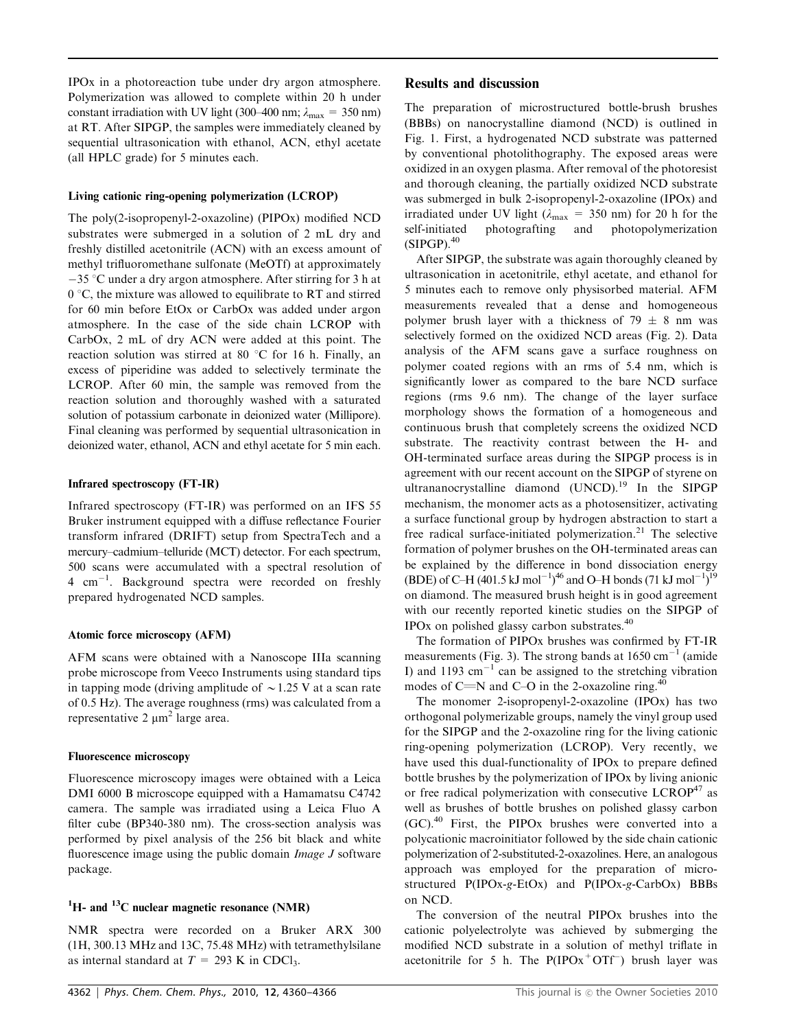IPOx in a photoreaction tube under dry argon atmosphere. Polymerization was allowed to complete within 20 h under constant irradiation with UV light (300–400 nm; $\lambda_{max}$ = 350 nm) at RT. After SIPGP, the samples were immediately cleaned by sequential ultrasonication with ethanol, ACN, ethyl acetate (all HPLC grade) for 5 minutes each.

#### Living cationic ring-opening polymerization (LCROP)

The poly(2-isopropenyl-2-oxazoline) (PIPOx) modified NCD substrates were submerged in a solution of 2 mL dry and freshly distilled acetonitrile (ACN) with an excess amount of methyl trifluoromethane sulfonate (MeOTf) at approximately −35 °C under a dry argon atmosphere. After stirring for 3 h at 0 °C, the mixture was allowed to equilibrate to RT and stirred for 60 min before EtOx or CarbOx was added under argon atmosphere. In the case of the side chain LCROP with CarbOx, 2 mL of dry ACN were added at this point. The reaction solution was stirred at 80 °C for 16 h. Finally, an excess of piperidine was added to selectively terminate the LCROP. After 60 min, the sample was removed from the reaction solution and thoroughly washed with a saturated solution of potassium carbonate in deionized water (Millipore). Final cleaning was performed by sequential ultrasonication in deionized water, ethanol, ACN and ethyl acetate for 5 min each.

#### Infrared spectroscopy (FT-IR)

Infrared spectroscopy (FT-IR) was performed on an IFS 55 Bruker instrument equipped with a diffuse reflectance Fourier transform infrared (DRIFT) setup from SpectraTech and a mercury–cadmium–telluride (MCT) detector. For each spectrum, 500 scans were accumulated with a spectral resolution of 4 $cm^{-1}$. Background spectra were recorded on freshly prepared hydrogenated NCD samples.

#### Atomic force microscopy (AFM)

AFM scans were obtained with a Nanoscope IIIa scanning probe microscope from Veeco Instruments using standard tips in tapping mode (driving amplitude of ~1.25 V at a scan rate of 0.5 Hz). The average roughness (rms) was calculated from a representative 2 $\mu m^2$ large area.

#### Fluorescence microscopy

Fluorescence microscopy images were obtained with a Leica DMI 6000 B microscope equipped with a Hamamatsu C4742 camera. The sample was irradiated using a Leica Fluo A filter cube (BP340-380 nm). The cross-section analysis was performed by pixel analysis of the 256 bit black and white fluorescence image using the public domain *Image J* software package.

#### $^{1}H$- and $^{13}C$ nuclear magnetic resonance (NMR)

NMR spectra were recorded on a Bruker ARX 300 (1H, 300.13 MHz and 13C, 75.48 MHz) with tetramethylsilane as internal standard at $T$ = 293 K in $CDCl_3$.

## Results and discussion

The preparation of microstructured bottle-brush brushes (BBBs) on nanocrystalline diamond (NCD) is outlined in Fig. 1. First, a hydrogenated NCD substrate was patterned by conventional photolithography. The exposed areas were oxidized in an oxygen plasma. After removal of the photoresist and thorough cleaning, the partially oxidized NCD substrate was submerged in bulk 2-isopropenyl-2-oxazoline (IPOx) and irradiated under UV light ($\lambda_{max}$ = 350 nm) for 20 h for the self-initiated photografting and photopolymerization (SIPGP).[40]

After SIPGP, the substrate was again thoroughly cleaned by ultrasonication in acetonitrile, ethyl acetate, and ethanol for 5 minutes each to remove only physisorbed material. AFM measurements revealed that a dense and homogeneous polymer brush layer with a thickness of 79 ± 8 nm was selectively formed on the oxidized NCD areas (Fig. 2). Data analysis of the AFM scans gave a surface roughness on polymer coated regions with an rms of 5.4 nm, which is significantly lower as compared to the bare NCD surface regions (rms 9.6 nm). The change of the layer surface morphology shows the formation of a homogeneous and continuous brush that completely screens the oxidized NCD substrate. The reactivity contrast between the H- and OH-terminated surface areas during the SIPGP process is in agreement with our recent account on the SIPGP of styrene on ultrananocrystalline diamond (UNCD).[19] In the SIPGP mechanism, the monomer acts as a photosensitizer, activating a surface functional group by hydrogen abstraction to start a free radical surface-initiated polymerization.[21] The selective formation of polymer brushes on the OH-terminated areas can be explained by the difference in bond dissociation energy (BDE) of C–H (401.5 kJ $mol^{-1}$)[46] and O–H bonds (71 kJ $mol^{-1}$)[19] on diamond. The measured brush height is in good agreement with our recently reported kinetic studies on the SIPGP of IPOx on polished glassy carbon substrates.[40]

The formation of PIPOx brushes was confirmed by FT-IR measurements (Fig. 3). The strong bands at 1650 $cm^{-1}$ (amide I) and 1193 $cm^{-1}$ can be assigned to the stretching vibration modes of C=N and C–O in the 2-oxazoline ring.[40]

The monomer 2-isopropenyl-2-oxazoline (IPOx) has two orthogonal polymerizable groups, namely the vinyl group used for the SIPGP and the 2-oxazoline ring for the living cationic ring-opening polymerization (LCROP). Very recently, we have used this dual-functionality of IPOx to prepare defined bottle brushes by the polymerization of IPOx by living anionic or free radical polymerization with consecutive LCROP[47] as well as brushes of bottle brushes on polished glassy carbon (GC).[40] First, the PIPOx brushes were converted into a polycationic macroinitiator followed by the side chain cationic polymerization of 2-substituted-2-oxazolines. Here, an analogous approach was employed for the preparation of microstructured P(IPOx-*g*-EtOx) and P(IPOx-*g*-CarbOx) BBBs on NCD.

The conversion of the neutral PIPOx brushes into the cationic polyelectrolyte was achieved by submerging the modified NCD substrate in a solution of methyl triflate in acetonitrile for 5 h. The $P(IPOx^{+}OTf^{-})$ brush layer was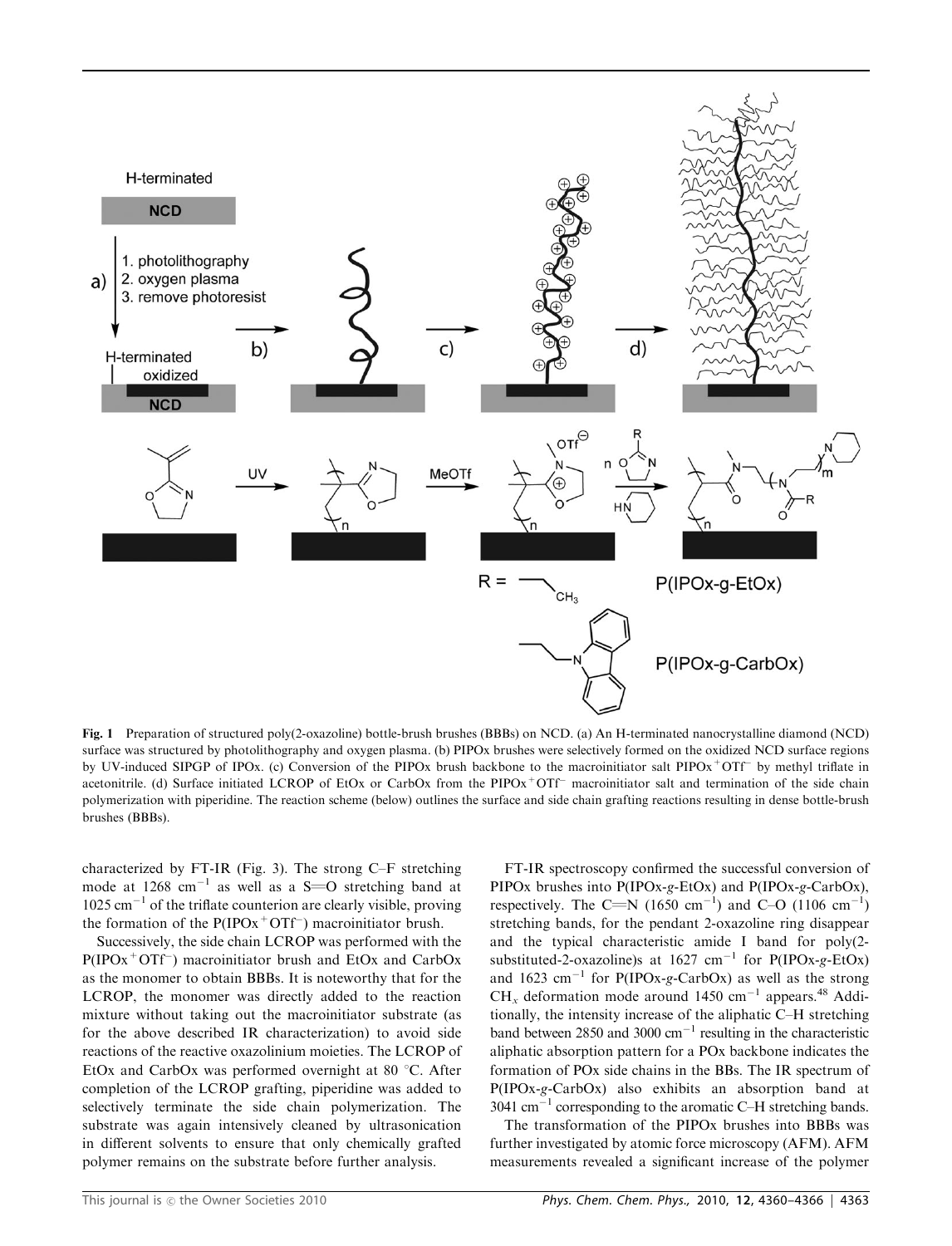**Fig. 1** Preparation of structured poly(2-oxazoline) bottle-brush brushes (BBBs) on NCD. (a) An H-terminated nanocrystalline diamond (NCD) surface was structured by photolithography and oxygen plasma. (b) PIPOx brushes were selectively formed on the oxidized NCD surface regions by UV-induced SIPGP of IPOx. (c) Conversion of the PIPOx brush backbone to the macroinitiator salt $PIPOx^+OTf^-$ by methyl triflate in acetonitrile. (d) Surface initiated LCROP of EtOx or CarbOx from the $PIPOx^+OTf^-$ macroinitiator salt and termination of the side chain polymerization with piperidine. The reaction scheme (below) outlines the surface and side chain grafting reactions resulting in dense bottle-brush brushes (BBBs).

characterized by FT-IR (Fig. 3). The strong C–F stretching mode at 1268 $cm^{-1}$ as well as a S=O stretching band at 1025 $cm^{-1}$ of the triflate counterion are clearly visible, proving the formation of the $P(IPOx^+OTf^-)$ macroinitiator brush.

Successively, the side chain LCROP was performed with the $P(IPOx^+OTf^-)$ macroinitiator brush and EtOx and CarbOx as the monomer to obtain BBBs. It is noteworthy that for the LCROP, the monomer was directly added to the reaction mixture without taking out the macroinitiator substrate (as for the above described IR characterization) to avoid side reactions of the reactive oxazolinium moieties. The LCROP of EtOx and CarbOx was performed overnight at 80 °C. After completion of the LCROP grafting, piperidine was added to selectively terminate the side chain polymerization. The substrate was again intensively cleaned by ultrasonication in different solvents to ensure that only chemically grafted polymer remains on the substrate before further analysis.

FT-IR spectroscopy confirmed the successful conversion of PIPOx brushes into P(IPOx-*g*-EtOx) and P(IPOx-*g*-CarbOx), respectively. The C=N (1650 $cm^{-1}$) and C–O (1106 $cm^{-1}$) stretching bands, for the pendant 2-oxazoline ring disappear and the typical characteristic amide I band for poly(2-substituted-2-oxazoline)s at 1627 $cm^{-1}$ for P(IPOx-*g*-EtOx) and 1623 $cm^{-1}$ for P(IPOx-*g*-CarbOx) as well as the strong $CH_x$ deformation mode around 1450 $cm^{-1}$ appears.[48] Additionally, the intensity increase of the aliphatic C–H stretching band between 2850 and 3000 $cm^{-1}$ resulting in the characteristic aliphatic absorption pattern for a POx backbone indicates the formation of POx side chains in the BBs. The IR spectrum of P(IPOx-*g*-CarbOx) also exhibits an absorption band at 3041 $cm^{-1}$ corresponding to the aromatic C–H stretching bands.

The transformation of the PIPOx brushes into BBBs was further investigated by atomic force microscopy (AFM). AFM measurements revealed a significant increase of the polymer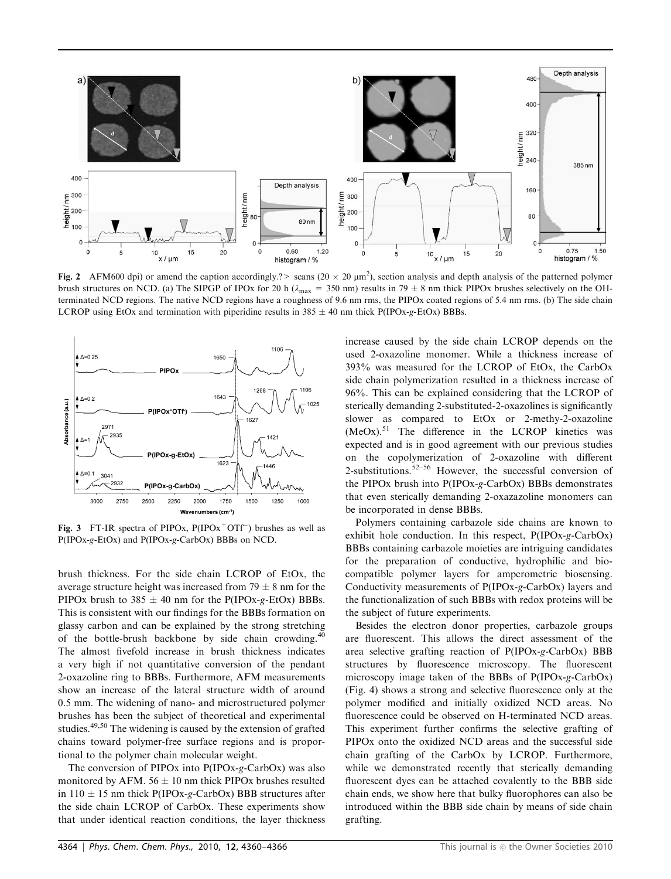**Fig. 2** AFM600 dpi) or amend the caption accordingly.? > scans (20 × 20 μm$^2$), section analysis and depth analysis of the patterned polymer brush structures on NCD. (a) The SIPGP of IPOx for 20 h ($\lambda_{max}$ = 350 nm) results in 79 ± 8 nm thick PIPOx brushes selectively on the OH-terminated NCD regions. The native NCD regions have a roughness of 9.6 nm rms, the PIPOx coated regions of 5.4 nm rms. (b) The side chain LCROP using EtOx and termination with piperidine results in 385 ± 40 nm thick P(IPOx-*g*-EtOx) BBBs.

**Fig. 3** FT-IR spectra of PIPOx, P(IPOx$^+$OTf$^-$) brushes as well as P(IPOx-*g*-EtOx) and P(IPOx-*g*-CarbOx) BBBs on NCD.

brush thickness. For the side chain LCROP of EtOx, the average structure height was increased from 79 ± 8 nm for the PIPOx brush to 385 ± 40 nm for the P(IPOx-*g*-EtOx) BBBs. This is consistent with our findings for the BBBs formation on glassy carbon and can be explained by the strong stretching of the bottle-brush backbone by side chain crowding.[40] The almost fivefold increase in brush thickness indicates a very high if not quantitative conversion of the pendant 2-oxazoline ring to BBBs. Furthermore, AFM measurements show an increase of the lateral structure width of around 0.5 mm. The widening of nano- and microstructured polymer brushes has been the subject of theoretical and experimental studies.[49,50] The widening is caused by the extension of grafted chains toward polymer-free surface regions and is proportional to the polymer chain molecular weight.

The conversion of PIPOx into P(IPOx-*g*-CarbOx) was also monitored by AFM. 56 ± 10 nm thick PIPOx brushes resulted in 110 ± 15 nm thick P(IPOx-*g*-CarbOx) BBB structures after the side chain LCROP of CarbOx. These experiments show that under identical reaction conditions, the layer thickness increase caused by the side chain LCROP depends on the used 2-oxazoline monomer. While a thickness increase of 393% was measured for the LCROP of EtOx, the CarbOx side chain polymerization resulted in a thickness increase of 96%. This can be explained considering that the LCROP of sterically demanding 2-substituted-2-oxazolines is significantly slower as compared to EtOx or 2-methy-2-oxazoline (MeOx).[51] The difference in the LCROP kinetics was expected and is in good agreement with our previous studies on the copolymerization of 2-oxazoline with different 2-substitutions.[52–56] However, the successful conversion of the PIPOx brush into P(IPOx-*g*-CarbOx) BBBs demonstrates that even sterically demanding 2-oxazazoline monomers can be incorporated in dense BBBs.

Polymers containing carbazole side chains are known to exhibit hole conduction. In this respect, P(IPOx-*g*-CarbOx) BBBs containing carbazole moieties are intriguing candidates for the preparation of conductive, hydrophilic and biocompatible polymer layers for amperometric biosensing. Conductivity measurements of P(IPOx-*g*-CarbOx) layers and the functionalization of such BBBs with redox proteins will be the subject of future experiments.

Besides the electron donor properties, carbazole groups are fluorescent. This allows the direct assessment of the area selective grafting reaction of P(IPOx-*g*-CarbOx) BBB structures by fluorescence microscopy. The fluorescent microscopy image taken of the BBBs of P(IPOx-*g*-CarbOx) (Fig. 4) shows a strong and selective fluorescence only at the polymer modified and initially oxidized NCD areas. No fluorescence could be observed on H-terminated NCD areas. This experiment further confirms the selective grafting of PIPOx onto the oxidized NCD areas and the successful side chain grafting of the CarbOx by LCROP. Furthermore, while we demonstrated recently that sterically demanding fluorescent dyes can be attached covalently to the BBB side chain ends, we show here that bulky fluorophores can also be introduced within the BBB side chain by means of side chain grafting.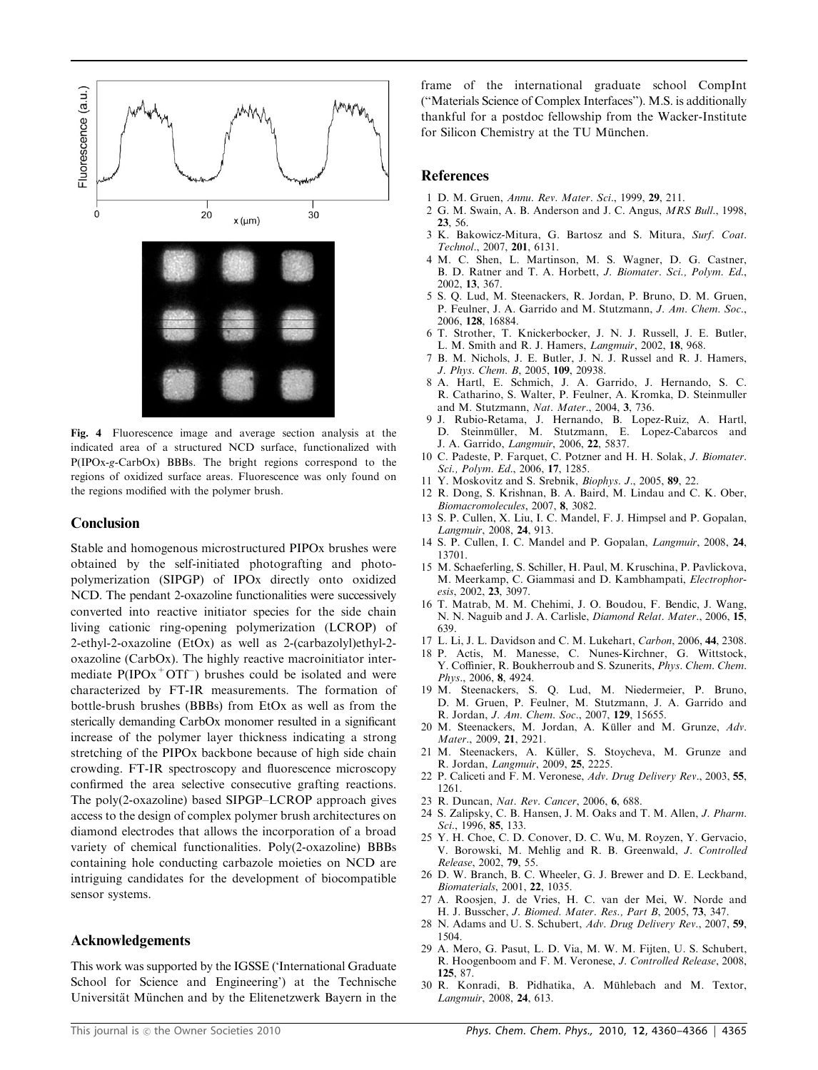Fig. 4 Fluorescence image and average section analysis at the indicated area of a structured NCD surface, functionalized with P(IPOx-*g*-CarbOx) BBBs. The bright regions correspond to the regions of oxidized surface areas. Fluorescence was only found on the regions modified with the polymer brush.

## Conclusion

Stable and homogenous microstructured PIPOx brushes were obtained by the self-initiated photografting and photopolymerization (SIPGP) of IPOx directly onto oxidized NCD. The pendant 2-oxazoline functionalities were successively converted into reactive initiator species for the side chain living cationic ring-opening polymerization (LCROP) of 2-ethyl-2-oxazoline (EtOx) as well as 2-(carbazolyl)ethyl-2-oxazoline (CarbOx). The highly reactive macroinitiator intermediate $P(IPOx^+OTf^-)$ brushes could be isolated and were characterized by FT-IR measurements. The formation of bottle-brush brushes (BBBs) from EtOx as well as from the sterically demanding CarbOx monomer resulted in a significant increase of the polymer layer thickness indicating a strong stretching of the PIPOx backbone because of high side chain crowding. FT-IR spectroscopy and fluorescence microscopy confirmed the area selective consecutive grafting reactions. The poly(2-oxazoline) based SIPGP–LCROP approach gives access to the design of complex polymer brush architectures on diamond electrodes that allows the incorporation of a broad variety of chemical functionalities. Poly(2-oxazoline) BBBs containing hole conducting carbazole moieties on NCD are intriguing candidates for the development of biocompatible sensor systems.

## Acknowledgements

This work was supported by the IGSSE ('International Graduate School for Science and Engineering') at the Technische Universität München and by the Elitenetzwerk Bayern in the frame of the international graduate school CompInt ("Materials Science of Complex Interfaces"). M.S. is additionally thankful for a postdoc fellowship from the Wacker-Institute for Silicon Chemistry at the TU München.

## References

1 D. M. Gruen, *Annu. Rev. Mater. Sci.*, 1999, **29**, 211.
2 G. M. Swain, A. B. Anderson and J. C. Angus, *MRS Bull.*, 1998, **23**, 56.
3 K. Bakowicz-Mitura, G. Bartosz and S. Mitura, *Surf. Coat. Technol.*, 2007, **201**, 6131.
4 M. C. Shen, L. Martinson, M. S. Wagner, D. G. Castner, B. D. Ratner and T. A. Horbett, *J. Biomater. Sci., Polym. Ed.*, 2002, **13**, 367.
5 S. Q. Lud, M. Steenackers, R. Jordan, P. Bruno, D. M. Gruen, P. Feulner, J. A. Garrido and M. Stutzmann, *J. Am. Chem. Soc.*, 2006, **128**, 16884.
6 T. Strother, T. Knickerbocker, J. N. J. Russell, J. E. Butler, L. M. Smith and R. J. Hamers, *Langmuir*, 2002, **18**, 968.
7 B. M. Nichols, J. E. Butler, J. N. J. Russel and R. J. Hamers, *J. Phys. Chem. B*, 2005, **109**, 20938.
8 A. Hartl, E. Schmich, J. A. Garrido, J. Hernando, S. C. R. Catharino, S. Walter, P. Feulner, A. Kromka, D. Steinmuller and M. Stutzmann, *Nat. Mater.*, 2004, **3**, 736.
9 J. Rubio-Retama, J. Hernando, B. Lopez-Ruiz, A. Hartl, D. Steinmüller, M. Stutzmann, E. Lopez-Cabarcos and J. A. Garrido, *Langmuir*, 2006, **22**, 5837.
10 C. Padeste, P. Farquet, C. Potzner and H. H. Solak, *J. Biomater. Sci., Polym. Ed.*, 2006, **17**, 1285.
11 Y. Moskovitz and S. Srebnik, *Biophys. J.*, 2005, **89**, 22.
12 R. Dong, S. Krishnan, B. A. Baird, M. Lindau and C. K. Ober, *Biomacromolecules*, 2007, **8**, 3082.
13 S. P. Cullen, X. Liu, I. C. Mandel, F. J. Himpsel and P. Gopalan, *Langmuir*, 2008, **24**, 913.
14 S. P. Cullen, I. C. Mandel and P. Gopalan, *Langmuir*, 2008, **24**, 13701.
15 M. Schaeferling, S. Schiller, H. Paul, M. Kruschina, P. Pavlickova, M. Meerkamp, C. Giammasi and D. Kambhampati, *Electrophoresis*, 2002, **23**, 3097.
16 T. Matrab, M. M. Chehimi, J. O. Boudou, F. Bendic, J. Wang, N. N. Naguib and J. A. Carlisle, *Diamond Relat. Mater.*, 2006, **15**, 639.
17 L. Li, J. L. Davidson and C. M. Lukehart, *Carbon*, 2006, **44**, 2308.
18 P. Actis, M. Manesse, C. Nunes-Kirchner, G. Wittstock, Y. Coffinier, R. Boukherroub and S. Szunerits, *Phys. Chem. Chem. Phys.*, 2006, **8**, 4924.
19 M. Steenackers, S. Q. Lud, M. Niedermeier, P. Bruno, D. M. Gruen, P. Feulner, M. Stutzmann, J. A. Garrido and R. Jordan, *J. Am. Chem. Soc.*, 2007, **129**, 15655.
20 M. Steenackers, M. Jordan, A. Küller and M. Grunze, *Adv. Mater.*, 2009, **21**, 2921.
21 M. Steenackers, A. Küller, S. Stoycheva, M. Grunze and R. Jordan, *Langmuir*, 2009, **25**, 2225.
22 P. Caliceti and F. M. Veronese, *Adv. Drug Delivery Rev.*, 2003, **55**, 1261.
23 R. Duncan, *Nat. Rev. Cancer*, 2006, **6**, 688.
24 S. Zalipsky, C. B. Hansen, J. M. Oaks and T. M. Allen, *J. Pharm. Sci.*, 1996, **85**, 133.
25 Y. H. Choe, C. D. Conover, D. C. Wu, M. Royzen, Y. Gervacio, V. Borowski, M. Mehlig and R. B. Greenwald, *J. Controlled Release*, 2002, **79**, 55.
26 D. W. Branch, B. C. Wheeler, G. J. Brewer and D. E. Leckband, *Biomaterials*, 2001, **22**, 1035.
27 A. Roosjen, J. de Vries, H. C. van der Mei, W. Norde and H. J. Busscher, *J. Biomed. Mater. Res., Part B*, 2005, **73**, 347.
28 N. Adams and U. S. Schubert, *Adv. Drug Delivery Rev.*, 2007, **59**, 1504.
29 A. Mero, G. Pasut, L. D. Via, M. W. M. Fijten, U. S. Schubert, R. Hoogenboom and F. M. Veronese, *J. Controlled Release*, 2008, **125**, 87.
30 R. Konradi, B. Pidhatika, A. Mühlebach and M. Textor, *Langmuir*, 2008, **24**, 613.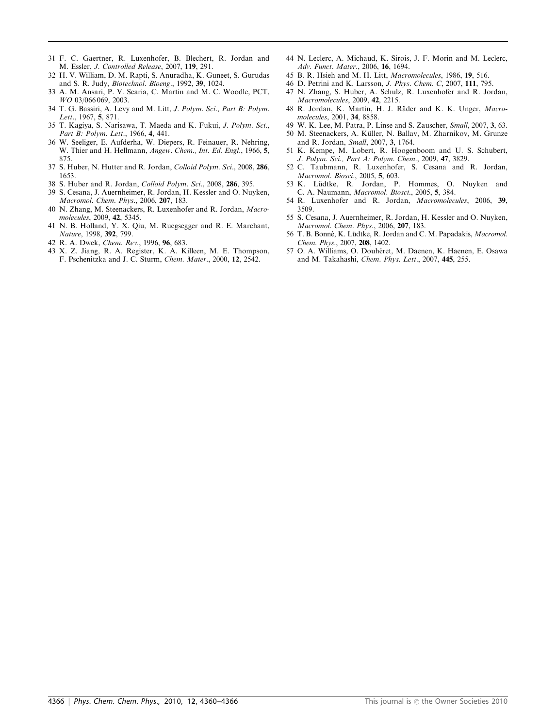31 F. C. Gaertner, R. Luxenhofer, B. Blechert, R. Jordan and M. Essler, *J. Controlled Release*, 2007, **119**, 291.

32 H. V. William, D. M. Rapti, S. Anuradha, K. Guneet, S. Gurudas and S. R. Judy, *Biotechnol. Bioeng.*, 1992, **39**, 1024.

33 A. M. Ansari, P. V. Scaria, C. Martin and M. C. Woodle, PCT, *WO* 03/066069, 2003.

34 T. G. Bassiri, A. Levy and M. Litt, *J. Polym. Sci., Part B: Polym. Lett.*, 1967, **5**, 871.

35 T. Kagiya, S. Narisawa, T. Maeda and K. Fukui, *J. Polym. Sci., Part B: Polym. Lett.*, 1966, **4**, 441.

36 W. Seeliger, E. Aufderha, W. Diepers, R. Feinauer, R. Nehring, W. Thier and H. Hellmann, *Angew. Chem., Int. Ed. Engl.*, 1966, **5**, 875.

37 S. Huber, N. Hutter and R. Jordan, *Colloid Polym. Sci.*, 2008, **286**, 1653.

38 S. Huber and R. Jordan, *Colloid Polym. Sci.*, 2008, **286**, 395.

39 S. Cesana, J. Auernheimer, R. Jordan, H. Kessler and O. Nuyken, *Macromol. Chem. Phys.*, 2006, **207**, 183.

40 N. Zhang, M. Steenackers, R. Luxenhofer and R. Jordan, *Macromolecules*, 2009, **42**, 5345.

41 N. B. Holland, Y. X. Qiu, M. Ruegsegger and R. E. Marchant, *Nature*, 1998, **392**, 799.

42 R. A. Dwek, *Chem. Rev.*, 1996, **96**, 683.

43 X. Z. Jiang, R. A. Register, K. A. Killeen, M. E. Thompson, F. Pschenitzka and J. C. Sturm, *Chem. Mater.*, 2000, **12**, 2542.

44 N. Leclerc, A. Michaud, K. Sirois, J. F. Morin and M. Leclerc, *Adv. Funct. Mater.*, 2006, **16**, 1694.

45 B. R. Hsieh and M. H. Litt, *Macromolecules*, 1986, **19**, 516.

46 D. Petrini and K. Larsson, *J. Phys. Chem. C*, 2007, **111**, 795.

47 N. Zhang, S. Huber, A. Schulz, R. Luxenhofer and R. Jordan, *Macromolecules*, 2009, **42**, 2215.

48 R. Jordan, K. Martin, H. J. Räder and K. K. Unger, *Macromolecules*, 2001, **34**, 8858.

49 W. K. Lee, M. Patra, P. Linse and S. Zauscher, *Small*, 2007, **3**, 63.

50 M. Steenackers, A. Küller, N. Ballav, M. Zharnikov, M. Grunze and R. Jordan, *Small*, 2007, **3**, 1764.

51 K. Kempe, M. Lobert, R. Hoogenboom and U. S. Schubert, *J. Polym. Sci., Part A: Polym. Chem.*, 2009, **47**, 3829.

52 C. Taubmann, R. Luxenhofer, S. Cesana and R. Jordan, *Macromol. Biosci.*, 2005, **5**, 603.

53 K. Lüdtke, R. Jordan, P. Hommes, O. Nuyken and C. A. Naumann, *Macromol. Biosci.*, 2005, **5**, 384.

54 R. Luxenhofer and R. Jordan, *Macromolecules*, 2006, **39**, 3509.

55 S. Cesana, J. Auernheimer, R. Jordan, H. Kessler and O. Nuyken, *Macromol. Chem. Phys.*, 2006, **207**, 183.

56 T. B. Bonné, K. Lüdtke, R. Jordan and C. M. Papadakis, *Macromol. Chem. Phys.*, 2007, **208**, 1402.

57 O. A. Williams, O. Douhéret, M. Daenen, K. Haenen, E. Osawa and M. Takahashi, *Chem. Phys. Lett.*, 2007, **445**, 255.